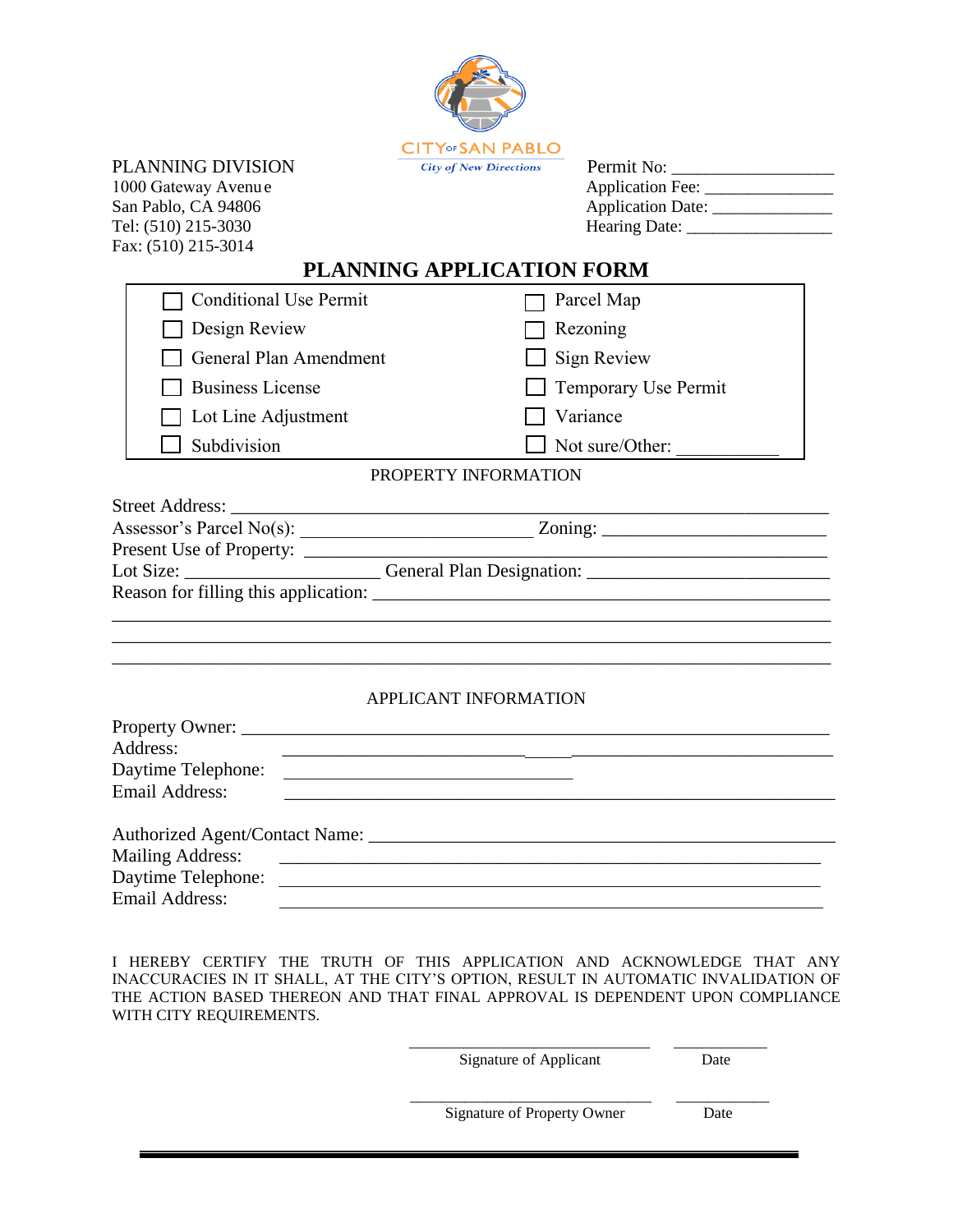CITY OF SAN PABLO
*City of New Directions*

PLANNING DIVISION
1000 Gateway Avenue
San Pablo, CA 94806
Tel: (510) 215-3030
Fax: (510) 215-3014

Permit No: ___________________
Application Fee: _______________
Application Date: ______________
Hearing Date: _________________

# PLANNING APPLICATION FORM

| | |
|---|---|
| ☐ Conditional Use Permit | ☐ Parcel Map |
| ☐ Design Review | ☐ Rezoning |
| ☐ General Plan Amendment | ☐ Sign Review |
| ☐ Business License | ☐ Temporary Use Permit |
| ☐ Lot Line Adjustment | ☐ Variance |
| ☐ Subdivision | ☐ Not sure/Other: ___________ |

## PROPERTY INFORMATION

Street Address: ___________________________________________________________________
Assessor's Parcel No(s): _________________________ Zoning: ________________________
Present Use of Property: _________________________________________________________
Lot Size: ______________________ General Plan Designation: _________________________
Reason for filling this application: ________________________________________________
_________________________________________________________________________________
_________________________________________________________________________________
_________________________________________________________________________________

## APPLICANT INFORMATION

Property Owner: ___________________________________________________________________
Address: _________________________________________________________________________
Daytime Telephone: _______________________________
Email Address: ____________________________________________________________________

Authorized Agent/Contact Name: ____________________________________________________
Mailing Address: __________________________________________________________________
Daytime Telephone: ________________________________________________________________
Email Address: ____________________________________________________________________

I HEREBY CERTIFY THE TRUTH OF THIS APPLICATION AND ACKNOWLEDGE THAT ANY INACCURACIES IN IT SHALL, AT THE CITY'S OPTION, RESULT IN AUTOMATIC INVALIDATION OF THE ACTION BASED THEREON AND THAT FINAL APPROVAL IS DEPENDENT UPON COMPLIANCE WITH CITY REQUIREMENTS.

______________________________ ___________
Signature of Applicant Date

______________________________ ___________
Signature of Property Owner Date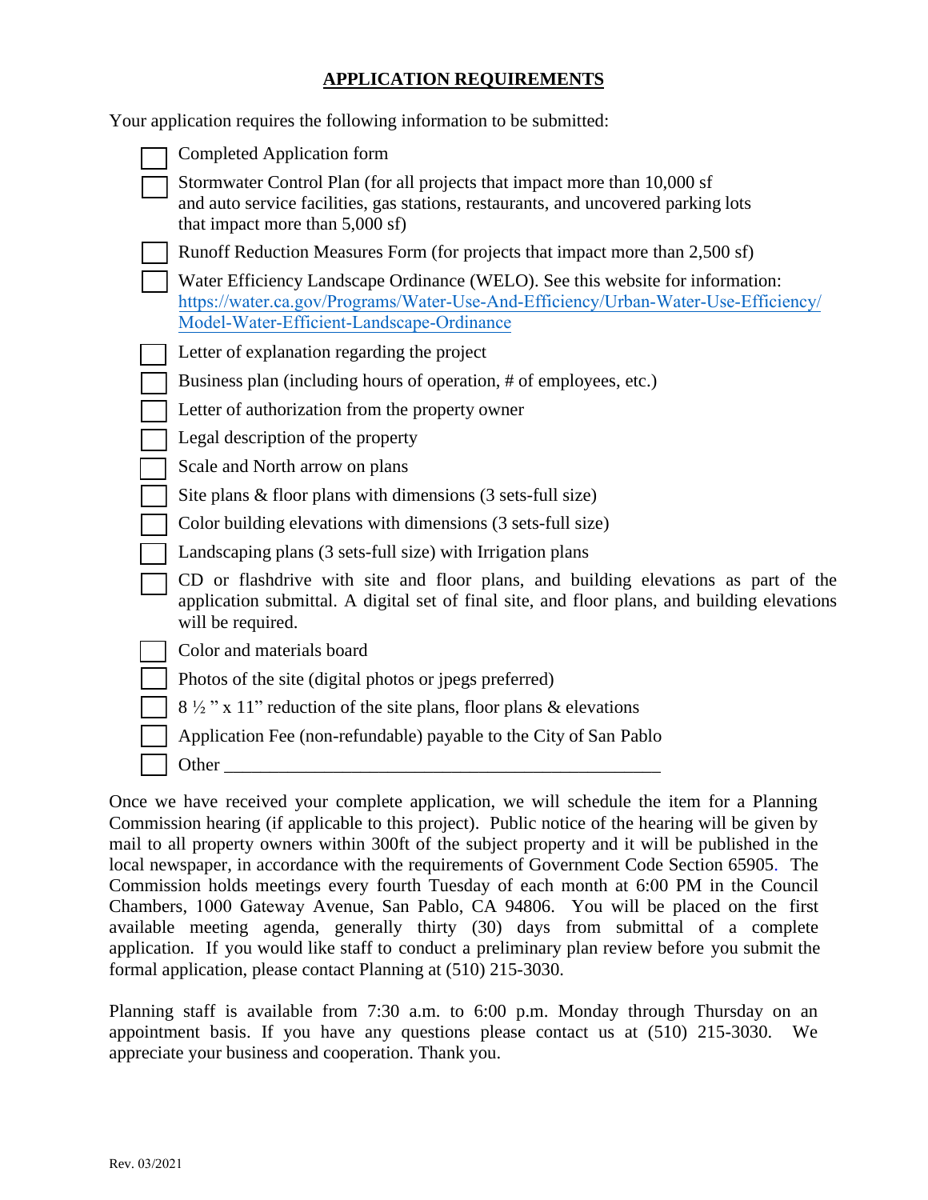## APPLICATION REQUIREMENTS

Your application requires the following information to be submitted:

- [ ] Completed Application form
- [ ] Stormwater Control Plan (for all projects that impact more than 10,000 sf and auto service facilities, gas stations, restaurants, and uncovered parking lots that impact more than 5,000 sf)
- [ ] Runoff Reduction Measures Form (for projects that impact more than 2,500 sf)
- [ ] Water Efficiency Landscape Ordinance (WELO). See this website for information: https://water.ca.gov/Programs/Water-Use-And-Efficiency/Urban-Water-Use-Efficiency/Model-Water-Efficient-Landscape-Ordinance
- [ ] Letter of explanation regarding the project
- [ ] Business plan (including hours of operation, # of employees, etc.)
- [ ] Letter of authorization from the property owner
- [ ] Legal description of the property
- [ ] Scale and North arrow on plans
- [ ] Site plans & floor plans with dimensions (3 sets-full size)
- [ ] Color building elevations with dimensions (3 sets-full size)
- [ ] Landscaping plans (3 sets-full size) with Irrigation plans
- [ ] CD or flashdrive with site and floor plans, and building elevations as part of the application submittal. A digital set of final site, and floor plans, and building elevations will be required.
- [ ] Color and materials board
- [ ] Photos of the site (digital photos or jpegs preferred)
- [ ] 8 ½ " x 11" reduction of the site plans, floor plans & elevations
- [ ] Application Fee (non-refundable) payable to the City of San Pablo
- [ ] Other ___________________________________________

Once we have received your complete application, we will schedule the item for a Planning Commission hearing (if applicable to this project). Public notice of the hearing will be given by mail to all property owners within 300ft of the subject property and it will be published in the local newspaper, in accordance with the requirements of Government Code Section 65905. The Commission holds meetings every fourth Tuesday of each month at 6:00 PM in the Council Chambers, 1000 Gateway Avenue, San Pablo, CA 94806. You will be placed on the first available meeting agenda, generally thirty (30) days from submittal of a complete application. If you would like staff to conduct a preliminary plan review before you submit the formal application, please contact Planning at (510) 215-3030.

Planning staff is available from 7:30 a.m. to 6:00 p.m. Monday through Thursday on an appointment basis. If you have any questions please contact us at (510) 215-3030. We appreciate your business and cooperation. Thank you.

Rev. 03/2021